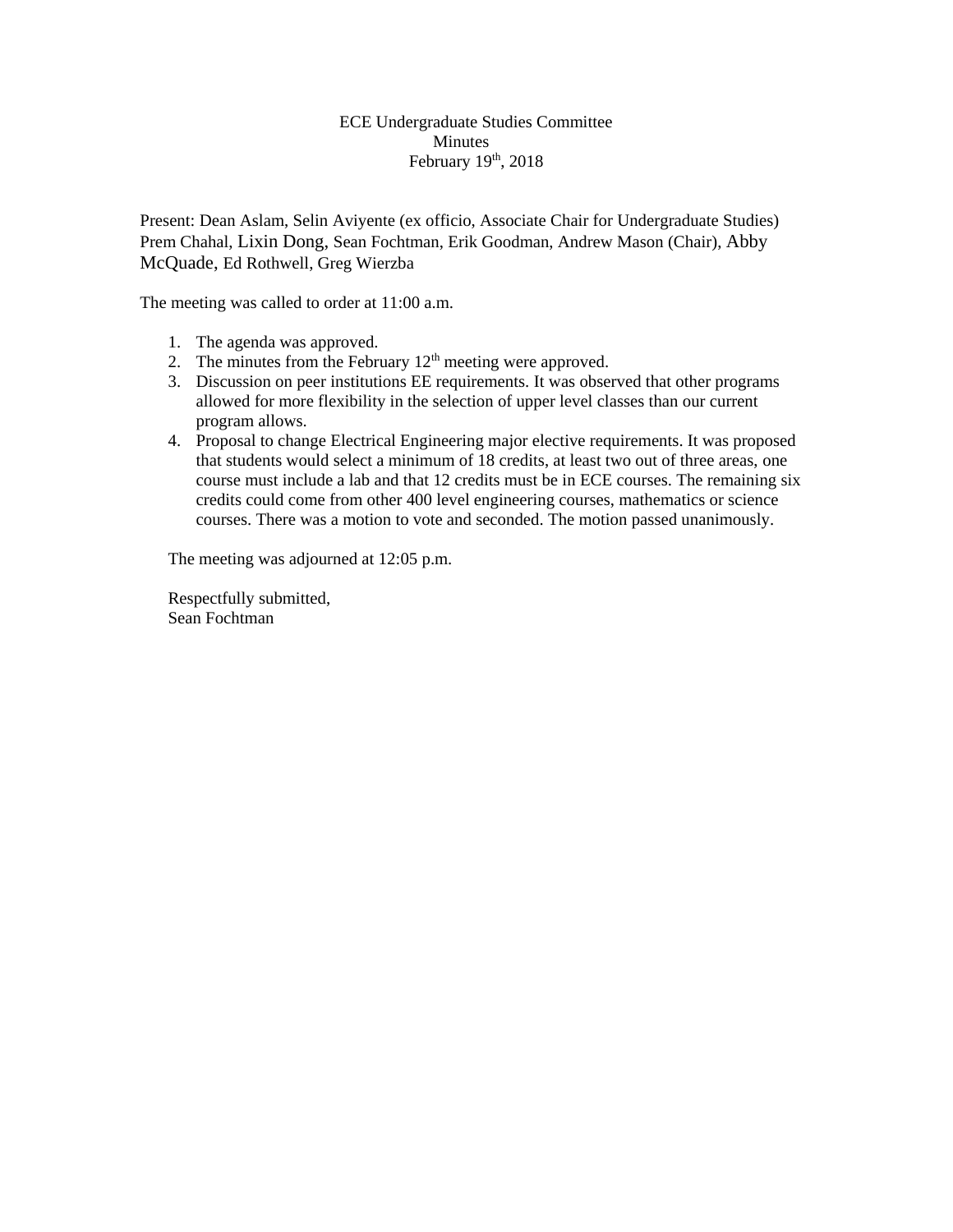ECE Undergraduate Studies Committee
Minutes
February 19th, 2018

Present: Dean Aslam, Selin Aviyente (ex officio, Associate Chair for Undergraduate Studies) Prem Chahal, Lixin Dong, Sean Fochtman, Erik Goodman, Andrew Mason (Chair), Abby McQuade, Ed Rothwell, Greg Wierzba

The meeting was called to order at 11:00 a.m.

1. The agenda was approved.
2. The minutes from the February 12th meeting were approved.
3. Discussion on peer institutions EE requirements. It was observed that other programs allowed for more flexibility in the selection of upper level classes than our current program allows.
4. Proposal to change Electrical Engineering major elective requirements. It was proposed that students would select a minimum of 18 credits, at least two out of three areas, one course must include a lab and that 12 credits must be in ECE courses. The remaining six credits could come from other 400 level engineering courses, mathematics or science courses. There was a motion to vote and seconded. The motion passed unanimously.

The meeting was adjourned at 12:05 p.m.

Respectfully submitted,
Sean Fochtman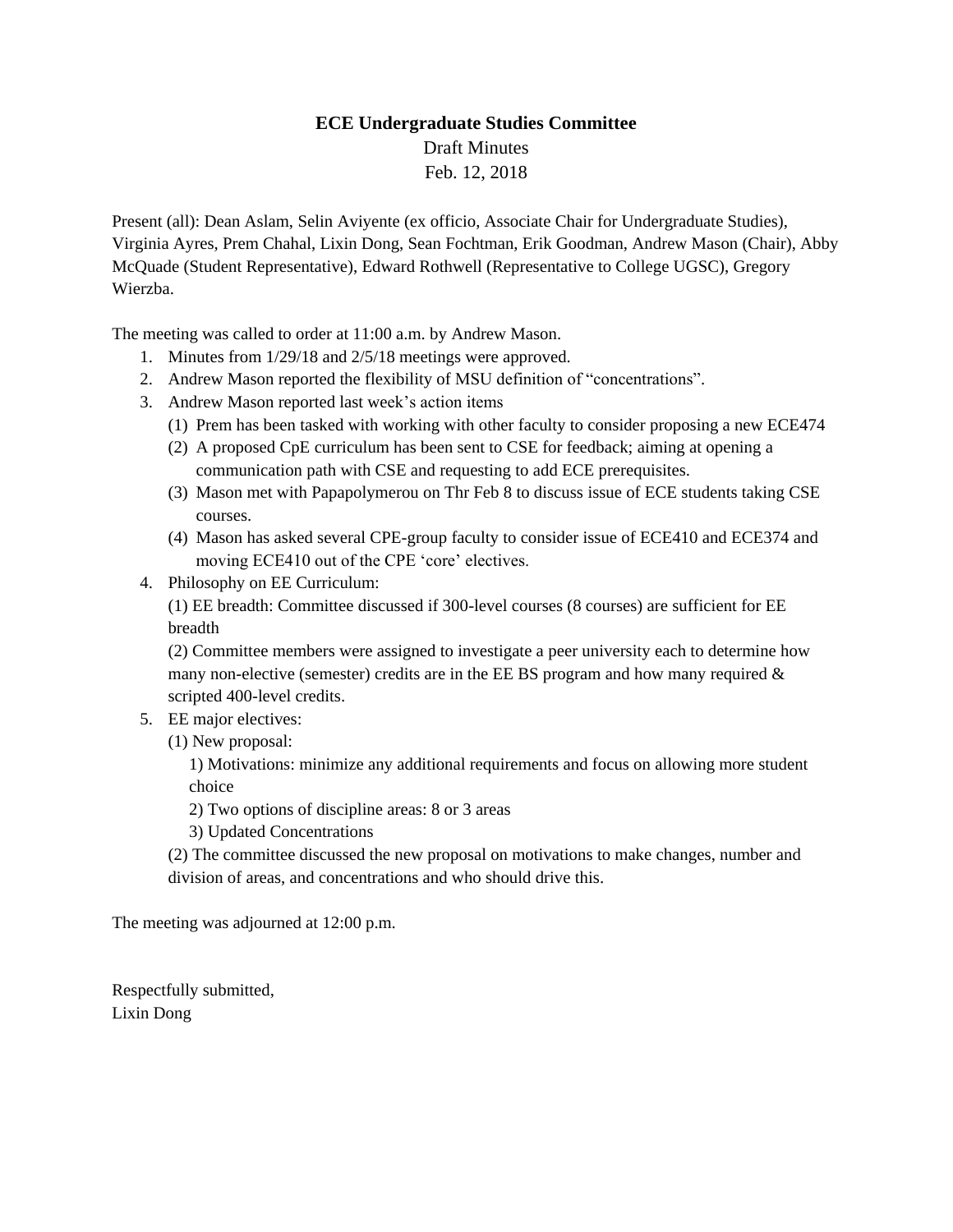**ECE Undergraduate Studies Committee**

Draft Minutes

Feb. 12, 2018

Present (all): Dean Aslam, Selin Aviyente (ex officio, Associate Chair for Undergraduate Studies), Virginia Ayres, Prem Chahal, Lixin Dong, Sean Fochtman, Erik Goodman, Andrew Mason (Chair), Abby McQuade (Student Representative), Edward Rothwell (Representative to College UGSC), Gregory Wierzba.

The meeting was called to order at 11:00 a.m. by Andrew Mason.

1. Minutes from 1/29/18 and 2/5/18 meetings were approved.
2. Andrew Mason reported the flexibility of MSU definition of "concentrations".
3. Andrew Mason reported last week's action items
   (1) Prem has been tasked with working with other faculty to consider proposing a new ECE474
   (2) A proposed CpE curriculum has been sent to CSE for feedback; aiming at opening a communication path with CSE and requesting to add ECE prerequisites.
   (3) Mason met with Papapolymerou on Thr Feb 8 to discuss issue of ECE students taking CSE courses.
   (4) Mason has asked several CPE-group faculty to consider issue of ECE410 and ECE374 and moving ECE410 out of the CPE 'core' electives.
4. Philosophy on EE Curriculum:
   (1) EE breadth: Committee discussed if 300-level courses (8 courses) are sufficient for EE breadth
   (2) Committee members were assigned to investigate a peer university each to determine how many non-elective (semester) credits are in the EE BS program and how many required & scripted 400-level credits.
5. EE major electives:
   (1) New proposal:
      1) Motivations: minimize any additional requirements and focus on allowing more student choice
      2) Two options of discipline areas: 8 or 3 areas
      3) Updated Concentrations
   (2) The committee discussed the new proposal on motivations to make changes, number and division of areas, and concentrations and who should drive this.

The meeting was adjourned at 12:00 p.m.

Respectfully submitted,
Lixin Dong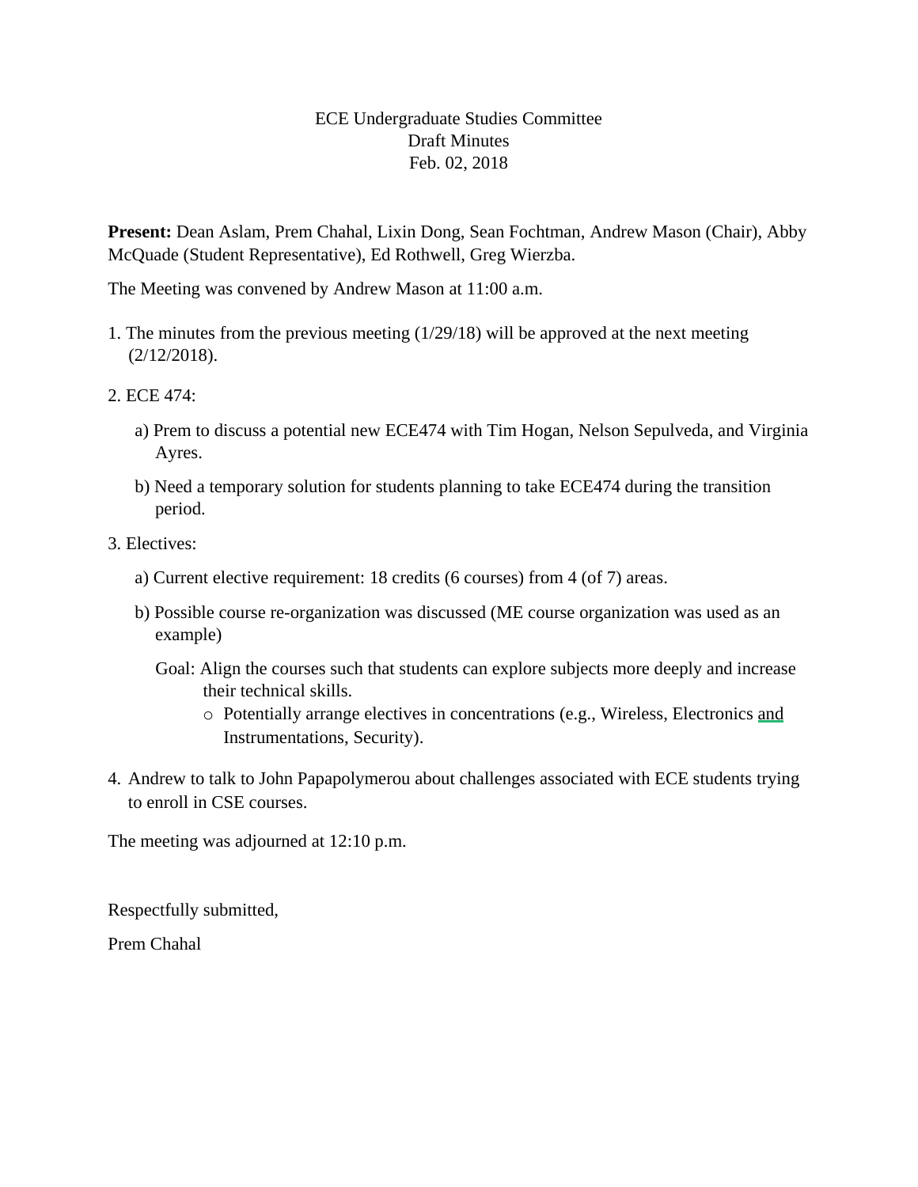ECE Undergraduate Studies Committee
Draft Minutes
Feb. 02, 2018

**Present:** Dean Aslam, Prem Chahal, Lixin Dong, Sean Fochtman, Andrew Mason (Chair), Abby McQuade (Student Representative), Ed Rothwell, Greg Wierzba.

The Meeting was convened by Andrew Mason at 11:00 a.m.

1. The minutes from the previous meeting (1/29/18) will be approved at the next meeting (2/12/2018).

2. ECE 474:

   a) Prem to discuss a potential new ECE474 with Tim Hogan, Nelson Sepulveda, and Virginia Ayres.

   b) Need a temporary solution for students planning to take ECE474 during the transition period.

3. Electives:

   a) Current elective requirement: 18 credits (6 courses) from 4 (of 7) areas.

   b) Possible course re-organization was discussed (ME course organization was used as an example)

   Goal: Align the courses such that students can explore subjects more deeply and increase their technical skills.

   - Potentially arrange electives in concentrations (e.g., Wireless, Electronics and Instrumentations, Security).

4. Andrew to talk to John Papapolymerou about challenges associated with ECE students trying to enroll in CSE courses.

The meeting was adjourned at 12:10 p.m.

Respectfully submitted,

Prem Chahal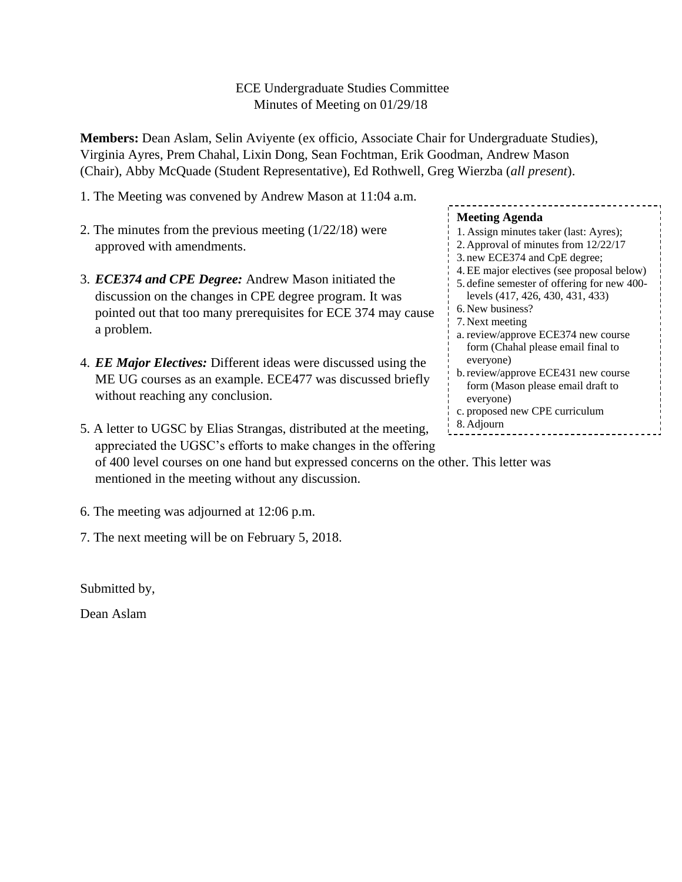ECE Undergraduate Studies Committee
Minutes of Meeting on 01/29/18

**Members:** Dean Aslam, Selin Aviyente (ex officio, Associate Chair for Undergraduate Studies), Virginia Ayres, Prem Chahal, Lixin Dong, Sean Fochtman, Erik Goodman, Andrew Mason (Chair), Abby McQuade (Student Representative), Ed Rothwell, Greg Wierzba (*all present*).

1. The Meeting was convened by Andrew Mason at 11:04 a.m.

2. The minutes from the previous meeting (1/22/18) were approved with amendments.

3. ***ECE374 and CPE Degree:*** Andrew Mason initiated the discussion on the changes in CPE degree program. It was pointed out that too many prerequisites for ECE 374 may cause a problem.

4. ***EE Major Electives:*** Different ideas were discussed using the ME UG courses as an example. ECE477 was discussed briefly without reaching any conclusion.

5. A letter to UGSC by Elias Strangas, distributed at the meeting, appreciated the UGSC's efforts to make changes in the offering of 400 level courses on one hand but expressed concerns on the other. This letter was mentioned in the meeting without any discussion.

6. The meeting was adjourned at 12:06 p.m.

7. The next meeting will be on February 5, 2018.

Submitted by,

Dean Aslam

---

**Meeting Agenda**

1. Assign minutes taker (last: Ayres);
2. Approval of minutes from 12/22/17
3. new ECE374 and CpE degree;
4. EE major electives (see proposal below)
5. define semester of offering for new 400-levels (417, 426, 430, 431, 433)
6. New business?
7. Next meeting
   a. review/approve ECE374 new course form (Chahal please email final to everyone)
   b. review/approve ECE431 new course form (Mason please email draft to everyone)
   c. proposed new CPE curriculum
8. Adjourn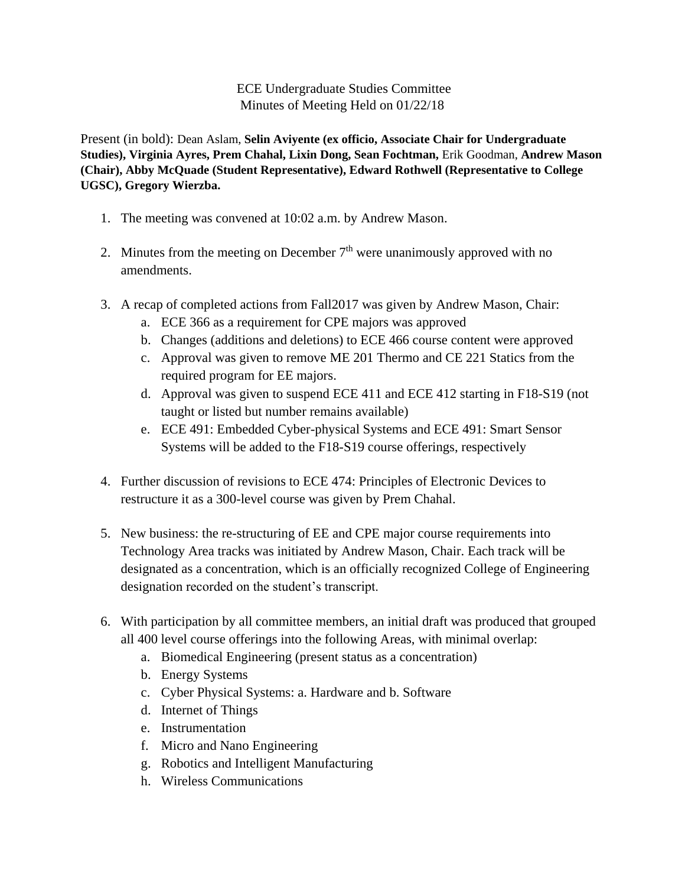ECE Undergraduate Studies Committee
Minutes of Meeting Held on 01/22/18

Present (in bold): Dean Aslam, **Selin Aviyente (ex officio, Associate Chair for Undergraduate Studies), Virginia Ayres, Prem Chahal, Lixin Dong, Sean Fochtman,** Erik Goodman, **Andrew Mason (Chair), Abby McQuade (Student Representative), Edward Rothwell (Representative to College UGSC), Gregory Wierzba.**

1. The meeting was convened at 10:02 a.m. by Andrew Mason.

2. Minutes from the meeting on December 7th were unanimously approved with no amendments.

3. A recap of completed actions from Fall2017 was given by Andrew Mason, Chair:
   a. ECE 366 as a requirement for CPE majors was approved
   b. Changes (additions and deletions) to ECE 466 course content were approved
   c. Approval was given to remove ME 201 Thermo and CE 221 Statics from the required program for EE majors.
   d. Approval was given to suspend ECE 411 and ECE 412 starting in F18-S19 (not taught or listed but number remains available)
   e. ECE 491: Embedded Cyber-physical Systems and ECE 491: Smart Sensor Systems will be added to the F18-S19 course offerings, respectively

4. Further discussion of revisions to ECE 474: Principles of Electronic Devices to restructure it as a 300-level course was given by Prem Chahal.

5. New business: the re-structuring of EE and CPE major course requirements into Technology Area tracks was initiated by Andrew Mason, Chair. Each track will be designated as a concentration, which is an officially recognized College of Engineering designation recorded on the student's transcript.

6. With participation by all committee members, an initial draft was produced that grouped all 400 level course offerings into the following Areas, with minimal overlap:
   a. Biomedical Engineering (present status as a concentration)
   b. Energy Systems
   c. Cyber Physical Systems: a. Hardware and b. Software
   d. Internet of Things
   e. Instrumentation
   f. Micro and Nano Engineering
   g. Robotics and Intelligent Manufacturing
   h. Wireless Communications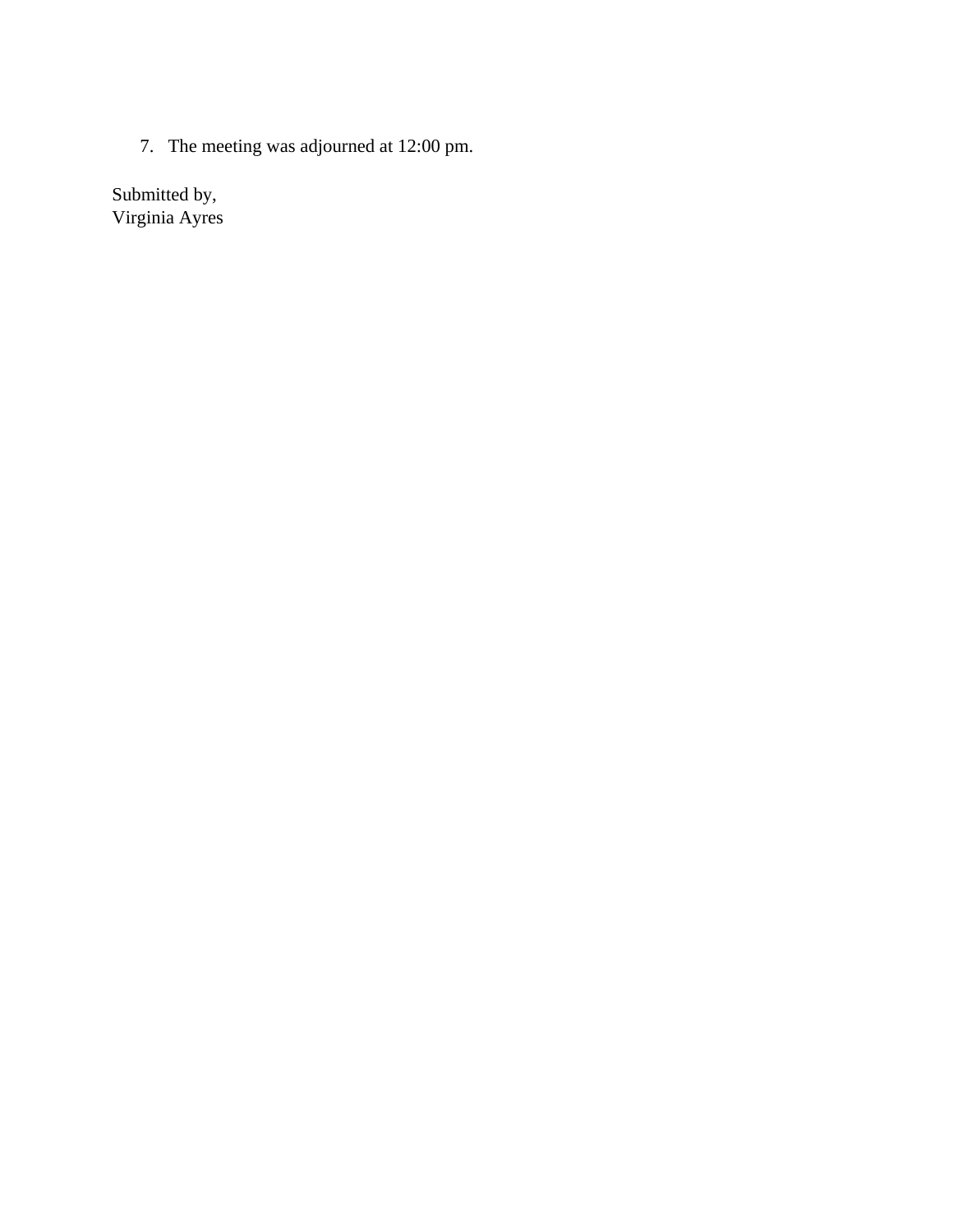7. The meeting was adjourned at 12:00 pm.

Submitted by,  
Virginia Ayres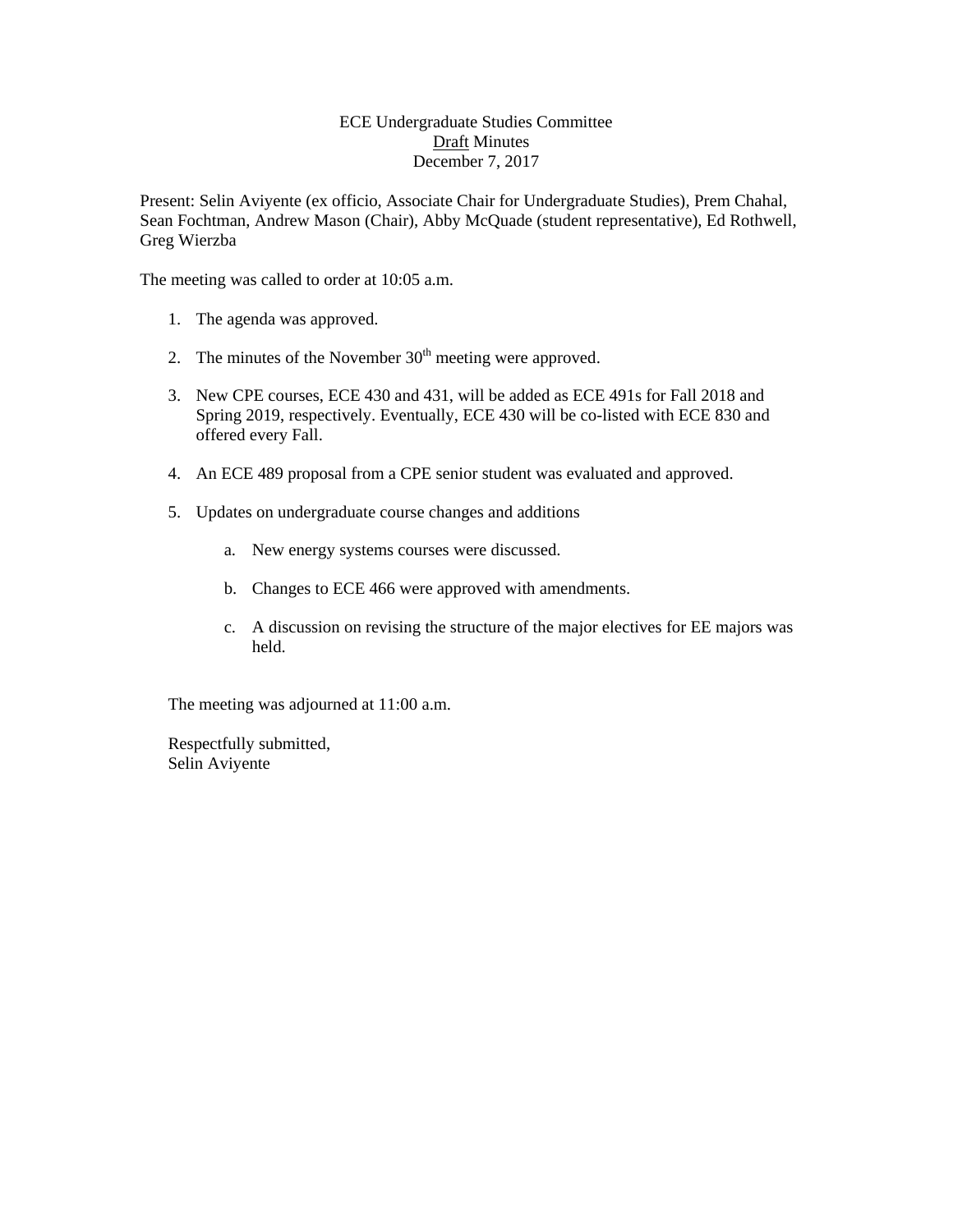ECE Undergraduate Studies Committee
<u>Draft</u> Minutes
December 7, 2017

Present: Selin Aviyente (ex officio, Associate Chair for Undergraduate Studies), Prem Chahal, Sean Fochtman, Andrew Mason (Chair), Abby McQuade (student representative), Ed Rothwell, Greg Wierzba

The meeting was called to order at 10:05 a.m.

1. The agenda was approved.

2. The minutes of the November 30th meeting were approved.

3. New CPE courses, ECE 430 and 431, will be added as ECE 491s for Fall 2018 and Spring 2019, respectively. Eventually, ECE 430 will be co-listed with ECE 830 and offered every Fall.

4. An ECE 489 proposal from a CPE senior student was evaluated and approved.

5. Updates on undergraduate course changes and additions

   a. New energy systems courses were discussed.

   b. Changes to ECE 466 were approved with amendments.

   c. A discussion on revising the structure of the major electives for EE majors was held.

The meeting was adjourned at 11:00 a.m.

Respectfully submitted,
Selin Aviyente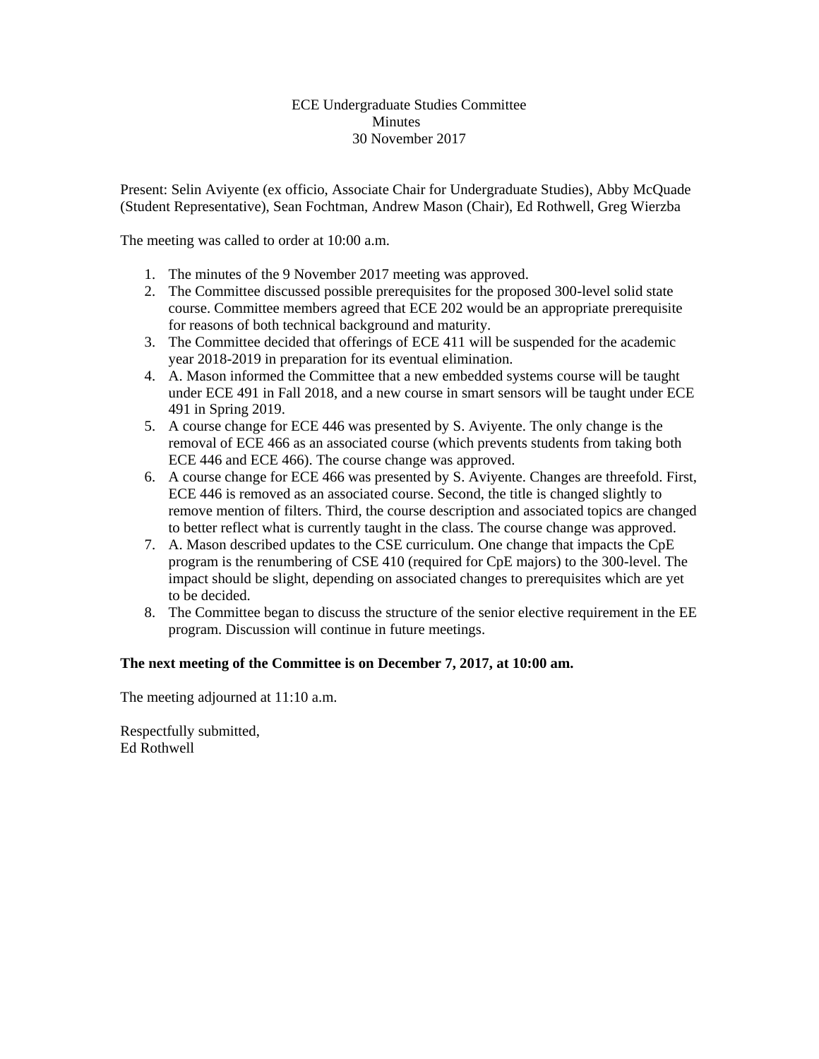ECE Undergraduate Studies Committee
Minutes
30 November 2017

Present: Selin Aviyente (ex officio, Associate Chair for Undergraduate Studies), Abby McQuade (Student Representative), Sean Fochtman, Andrew Mason (Chair), Ed Rothwell, Greg Wierzba

The meeting was called to order at 10:00 a.m.

1. The minutes of the 9 November 2017 meeting was approved.
2. The Committee discussed possible prerequisites for the proposed 300-level solid state course. Committee members agreed that ECE 202 would be an appropriate prerequisite for reasons of both technical background and maturity.
3. The Committee decided that offerings of ECE 411 will be suspended for the academic year 2018-2019 in preparation for its eventual elimination.
4. A. Mason informed the Committee that a new embedded systems course will be taught under ECE 491 in Fall 2018, and a new course in smart sensors will be taught under ECE 491 in Spring 2019.
5. A course change for ECE 446 was presented by S. Aviyente. The only change is the removal of ECE 466 as an associated course (which prevents students from taking both ECE 446 and ECE 466). The course change was approved.
6. A course change for ECE 466 was presented by S. Aviyente. Changes are threefold. First, ECE 446 is removed as an associated course. Second, the title is changed slightly to remove mention of filters. Third, the course description and associated topics are changed to better reflect what is currently taught in the class. The course change was approved.
7. A. Mason described updates to the CSE curriculum. One change that impacts the CpE program is the renumbering of CSE 410 (required for CpE majors) to the 300-level. The impact should be slight, depending on associated changes to prerequisites which are yet to be decided.
8. The Committee began to discuss the structure of the senior elective requirement in the EE program. Discussion will continue in future meetings.

**The next meeting of the Committee is on December 7, 2017, at 10:00 am.**

The meeting adjourned at 11:10 a.m.

Respectfully submitted,
Ed Rothwell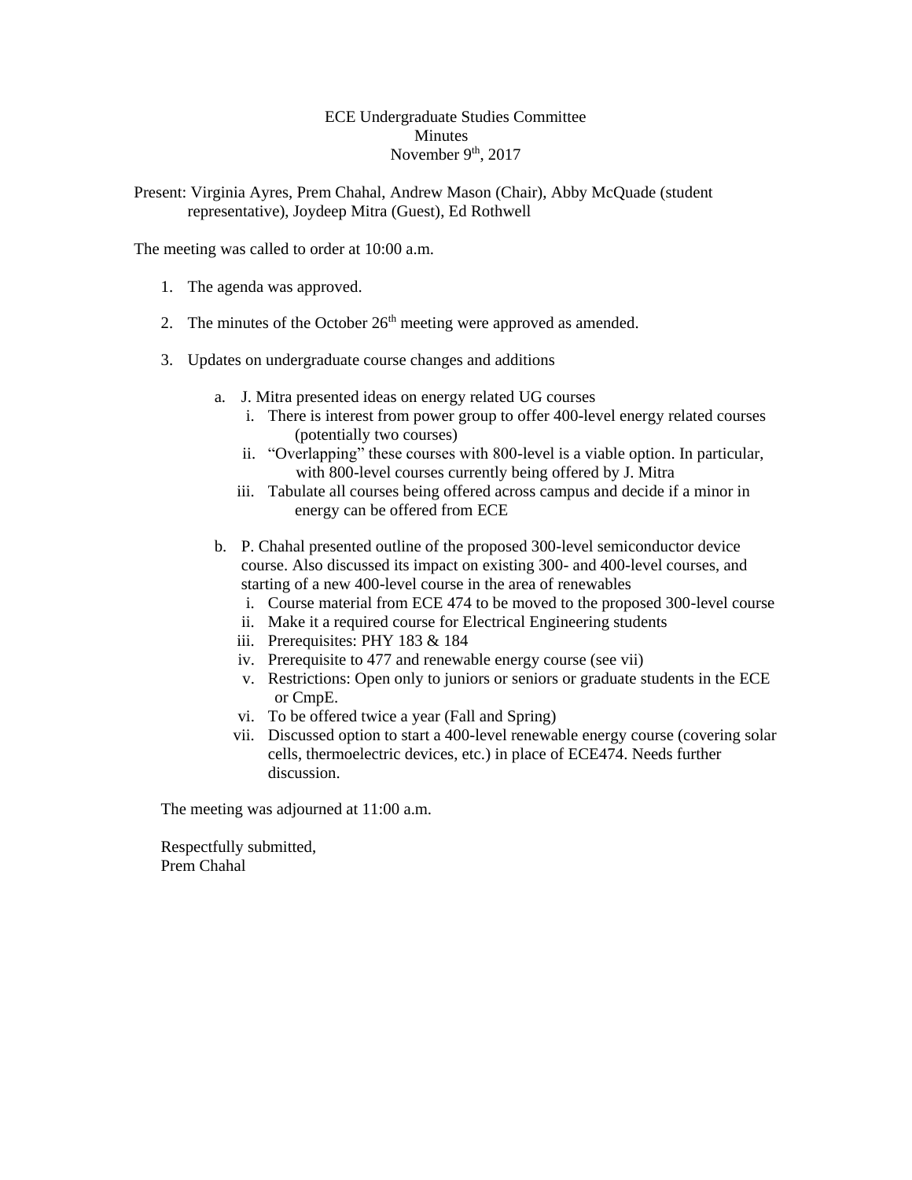ECE Undergraduate Studies Committee  
Minutes  
November 9th, 2017

Present: Virginia Ayres, Prem Chahal, Andrew Mason (Chair), Abby McQuade (student representative), Joydeep Mitra (Guest), Ed Rothwell

The meeting was called to order at 10:00 a.m.

1. The agenda was approved.

2. The minutes of the October 26th meeting were approved as amended.

3. Updates on undergraduate course changes and additions

   a. J. Mitra presented ideas on energy related UG courses
      i. There is interest from power group to offer 400-level energy related courses (potentially two courses)
      ii. "Overlapping" these courses with 800-level is a viable option. In particular, with 800-level courses currently being offered by J. Mitra
      iii. Tabulate all courses being offered across campus and decide if a minor in energy can be offered from ECE

   b. P. Chahal presented outline of the proposed 300-level semiconductor device course. Also discussed its impact on existing 300- and 400-level courses, and starting of a new 400-level course in the area of renewables
      i. Course material from ECE 474 to be moved to the proposed 300-level course
      ii. Make it a required course for Electrical Engineering students
      iii. Prerequisites: PHY 183 & 184
      iv. Prerequisite to 477 and renewable energy course (see vii)
      v. Restrictions: Open only to juniors or seniors or graduate students in the ECE or CmpE.
      vi. To be offered twice a year (Fall and Spring)
      vii. Discussed option to start a 400-level renewable energy course (covering solar cells, thermoelectric devices, etc.) in place of ECE474. Needs further discussion.

The meeting was adjourned at 11:00 a.m.

Respectfully submitted,  
Prem Chahal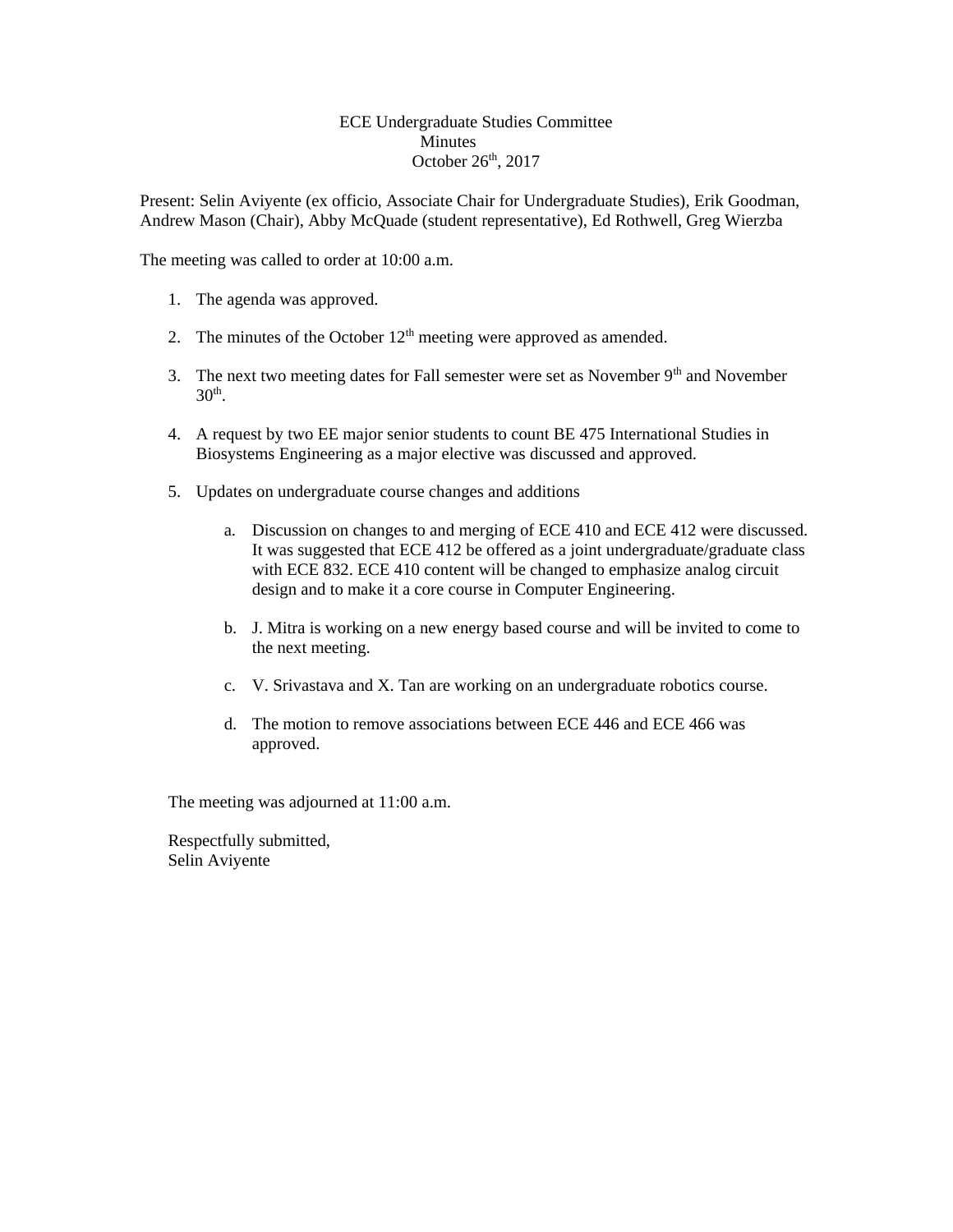ECE Undergraduate Studies Committee
Minutes
October 26th, 2017

Present: Selin Aviyente (ex officio, Associate Chair for Undergraduate Studies), Erik Goodman, Andrew Mason (Chair), Abby McQuade (student representative), Ed Rothwell, Greg Wierzba

The meeting was called to order at 10:00 a.m.

1. The agenda was approved.

2. The minutes of the October 12th meeting were approved as amended.

3. The next two meeting dates for Fall semester were set as November 9th and November 30th.

4. A request by two EE major senior students to count BE 475 International Studies in Biosystems Engineering as a major elective was discussed and approved.

5. Updates on undergraduate course changes and additions

   a. Discussion on changes to and merging of ECE 410 and ECE 412 were discussed. It was suggested that ECE 412 be offered as a joint undergraduate/graduate class with ECE 832. ECE 410 content will be changed to emphasize analog circuit design and to make it a core course in Computer Engineering.

   b. J. Mitra is working on a new energy based course and will be invited to come to the next meeting.

   c. V. Srivastava and X. Tan are working on an undergraduate robotics course.

   d. The motion to remove associations between ECE 446 and ECE 466 was approved.

The meeting was adjourned at 11:00 a.m.

Respectfully submitted,
Selin Aviyente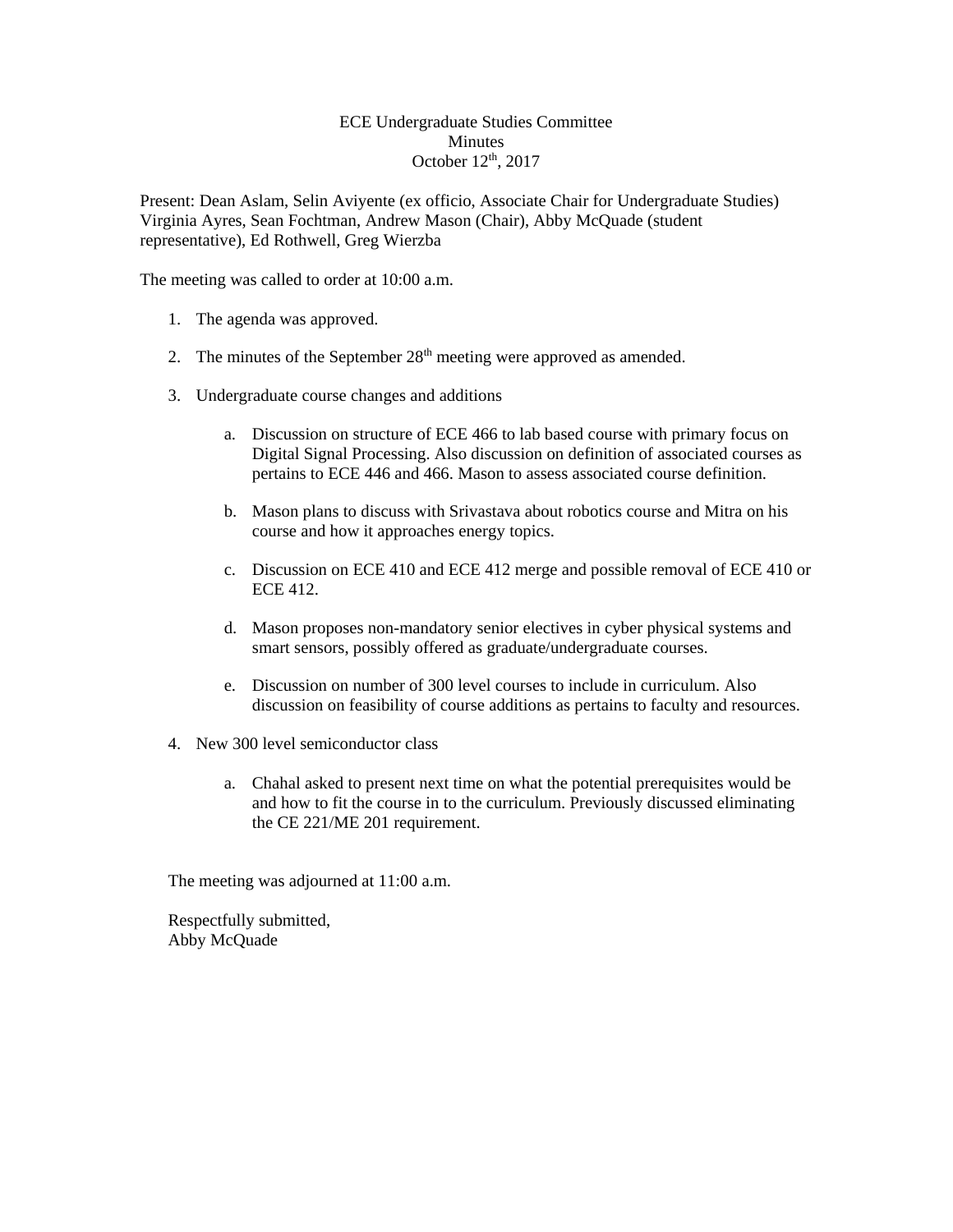ECE Undergraduate Studies Committee
Minutes
October 12th, 2017

Present: Dean Aslam, Selin Aviyente (ex officio, Associate Chair for Undergraduate Studies) Virginia Ayres, Sean Fochtman, Andrew Mason (Chair), Abby McQuade (student representative), Ed Rothwell, Greg Wierzba

The meeting was called to order at 10:00 a.m.

1. The agenda was approved.

2. The minutes of the September 28th meeting were approved as amended.

3. Undergraduate course changes and additions

   a. Discussion on structure of ECE 466 to lab based course with primary focus on Digital Signal Processing. Also discussion on definition of associated courses as pertains to ECE 446 and 466. Mason to assess associated course definition.

   b. Mason plans to discuss with Srivastava about robotics course and Mitra on his course and how it approaches energy topics.

   c. Discussion on ECE 410 and ECE 412 merge and possible removal of ECE 410 or ECE 412.

   d. Mason proposes non-mandatory senior electives in cyber physical systems and smart sensors, possibly offered as graduate/undergraduate courses.

   e. Discussion on number of 300 level courses to include in curriculum. Also discussion on feasibility of course additions as pertains to faculty and resources.

4. New 300 level semiconductor class

   a. Chahal asked to present next time on what the potential prerequisites would be and how to fit the course in to the curriculum. Previously discussed eliminating the CE 221/ME 201 requirement.

The meeting was adjourned at 11:00 a.m.

Respectfully submitted,
Abby McQuade